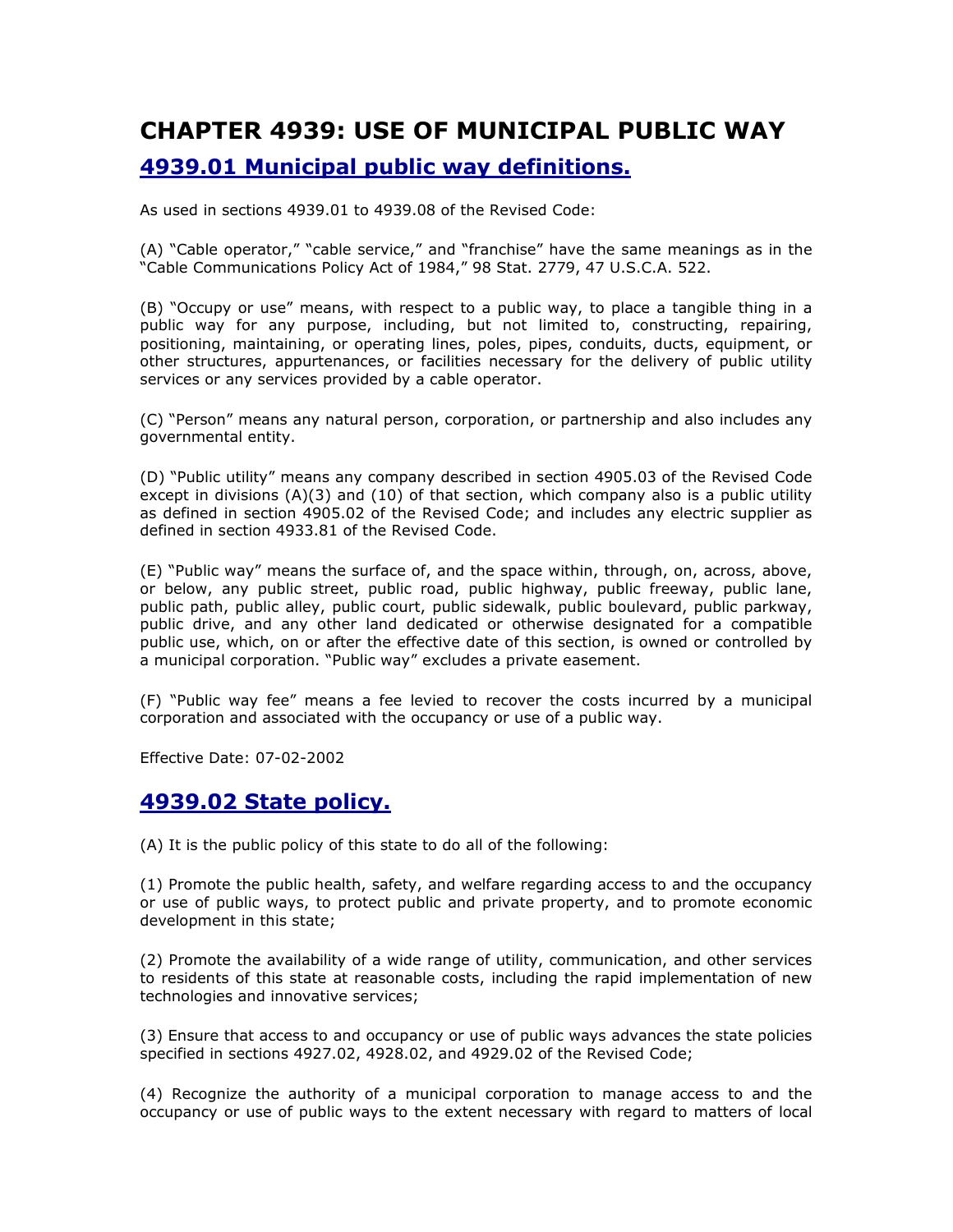# CHAPTER 4939: USE OF MUNICIPAL PUBLIC WAY

## 4939.01 Municipal public way definitions.

As used in sections 4939.01 to 4939.08 of the Revised Code:

(A) "Cable operator," "cable service," and "franchise" have the same meanings as in the "Cable Communications Policy Act of 1984," 98 Stat. 2779, 47 U.S.C.A. 522.

(B) "Occupy or use" means, with respect to a public way, to place a tangible thing in a public way for any purpose, including, but not limited to, constructing, repairing, positioning, maintaining, or operating lines, poles, pipes, conduits, ducts, equipment, or other structures, appurtenances, or facilities necessary for the delivery of public utility services or any services provided by a cable operator.

(C) "Person" means any natural person, corporation, or partnership and also includes any governmental entity.

(D) "Public utility" means any company described in section 4905.03 of the Revised Code except in divisions (A)(3) and (10) of that section, which company also is a public utility as defined in section 4905.02 of the Revised Code; and includes any electric supplier as defined in section 4933.81 of the Revised Code.

(E) "Public way" means the surface of, and the space within, through, on, across, above, or below, any public street, public road, public highway, public freeway, public lane, public path, public alley, public court, public sidewalk, public boulevard, public parkway, public drive, and any other land dedicated or otherwise designated for a compatible public use, which, on or after the effective date of this section, is owned or controlled by a municipal corporation. "Public way" excludes a private easement.

(F) "Public way fee" means a fee levied to recover the costs incurred by a municipal corporation and associated with the occupancy or use of a public way.

Effective Date: 07-02-2002

## 4939.02 State policy.

(A) It is the public policy of this state to do all of the following:

(1) Promote the public health, safety, and welfare regarding access to and the occupancy or use of public ways, to protect public and private property, and to promote economic development in this state;

(2) Promote the availability of a wide range of utility, communication, and other services to residents of this state at reasonable costs, including the rapid implementation of new technologies and innovative services;

(3) Ensure that access to and occupancy or use of public ways advances the state policies specified in sections 4927.02, 4928.02, and 4929.02 of the Revised Code;

(4) Recognize the authority of a municipal corporation to manage access to and the occupancy or use of public ways to the extent necessary with regard to matters of local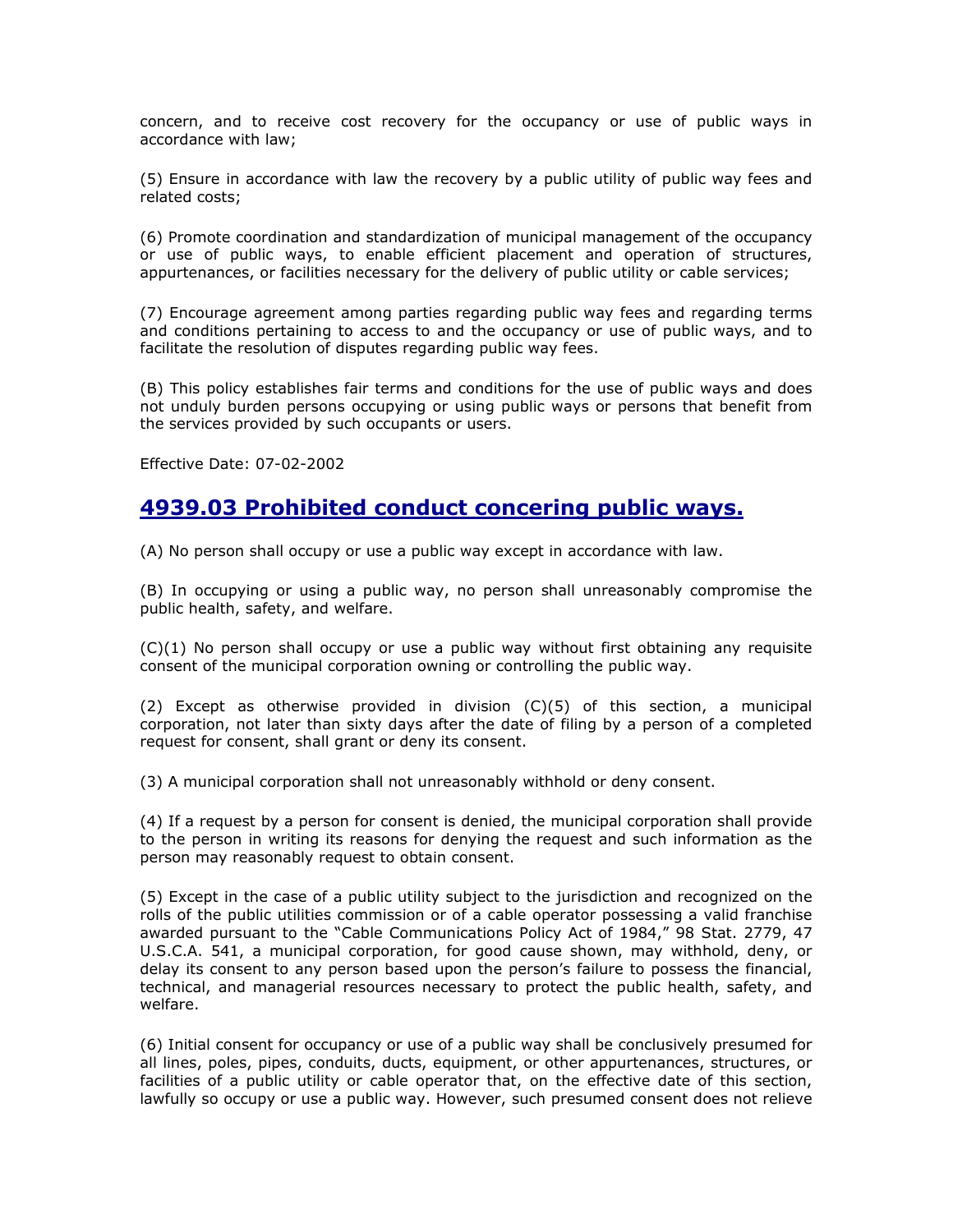concern, and to receive cost recovery for the occupancy or use of public ways in accordance with law;

(5) Ensure in accordance with law the recovery by a public utility of public way fees and related costs;

(6) Promote coordination and standardization of municipal management of the occupancy or use of public ways, to enable efficient placement and operation of structures, appurtenances, or facilities necessary for the delivery of public utility or cable services;

(7) Encourage agreement among parties regarding public way fees and regarding terms and conditions pertaining to access to and the occupancy or use of public ways, and to facilitate the resolution of disputes regarding public way fees.

(B) This policy establishes fair terms and conditions for the use of public ways and does not unduly burden persons occupying or using public ways or persons that benefit from the services provided by such occupants or users.

Effective Date: 07-02-2002

## 4939.03 Prohibited conduct concering public ways.

(A) No person shall occupy or use a public way except in accordance with law.

(B) In occupying or using a public way, no person shall unreasonably compromise the public health, safety, and welfare.

(C)(1) No person shall occupy or use a public way without first obtaining any requisite consent of the municipal corporation owning or controlling the public way.

(2) Except as otherwise provided in division (C)(5) of this section, a municipal corporation, not later than sixty days after the date of filing by a person of a completed request for consent, shall grant or deny its consent.

(3) A municipal corporation shall not unreasonably withhold or deny consent.

(4) If a request by a person for consent is denied, the municipal corporation shall provide to the person in writing its reasons for denying the request and such information as the person may reasonably request to obtain consent.

(5) Except in the case of a public utility subject to the jurisdiction and recognized on the rolls of the public utilities commission or of a cable operator possessing a valid franchise awarded pursuant to the "Cable Communications Policy Act of 1984," 98 Stat. 2779, 47 U.S.C.A. 541, a municipal corporation, for good cause shown, may withhold, deny, or delay its consent to any person based upon the person's failure to possess the financial, technical, and managerial resources necessary to protect the public health, safety, and welfare.

(6) Initial consent for occupancy or use of a public way shall be conclusively presumed for all lines, poles, pipes, conduits, ducts, equipment, or other appurtenances, structures, or facilities of a public utility or cable operator that, on the effective date of this section, lawfully so occupy or use a public way. However, such presumed consent does not relieve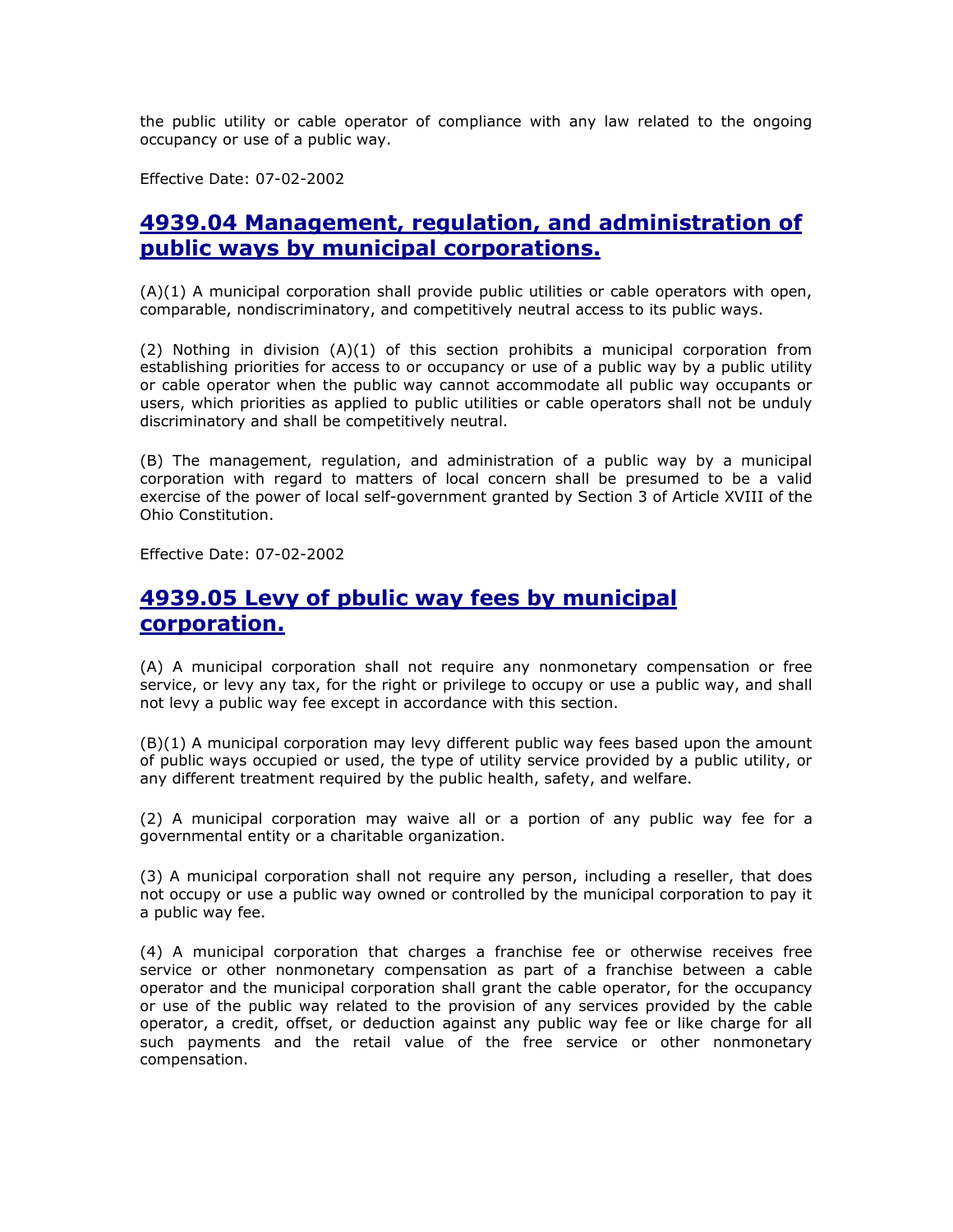the public utility or cable operator of compliance with any law related to the ongoing occupancy or use of a public way.

Effective Date: 07-02-2002

## 4939.04 Management, regulation, and administration of public ways by municipal corporations.

(A)(1) A municipal corporation shall provide public utilities or cable operators with open, comparable, nondiscriminatory, and competitively neutral access to its public ways.

(2) Nothing in division (A)(1) of this section prohibits a municipal corporation from establishing priorities for access to or occupancy or use of a public way by a public utility or cable operator when the public way cannot accommodate all public way occupants or users, which priorities as applied to public utilities or cable operators shall not be unduly discriminatory and shall be competitively neutral.

(B) The management, regulation, and administration of a public way by a municipal corporation with regard to matters of local concern shall be presumed to be a valid exercise of the power of local self-government granted by Section 3 of Article XVIII of the Ohio Constitution.

Effective Date: 07-02-2002

## 4939.05 Levy of pbulic way fees by municipal corporation.

(A) A municipal corporation shall not require any nonmonetary compensation or free service, or levy any tax, for the right or privilege to occupy or use a public way, and shall not levy a public way fee except in accordance with this section.

(B)(1) A municipal corporation may levy different public way fees based upon the amount of public ways occupied or used, the type of utility service provided by a public utility, or any different treatment required by the public health, safety, and welfare.

(2) A municipal corporation may waive all or a portion of any public way fee for a governmental entity or a charitable organization.

(3) A municipal corporation shall not require any person, including a reseller, that does not occupy or use a public way owned or controlled by the municipal corporation to pay it a public way fee.

(4) A municipal corporation that charges a franchise fee or otherwise receives free service or other nonmonetary compensation as part of a franchise between a cable operator and the municipal corporation shall grant the cable operator, for the occupancy or use of the public way related to the provision of any services provided by the cable operator, a credit, offset, or deduction against any public way fee or like charge for all such payments and the retail value of the free service or other nonmonetary compensation.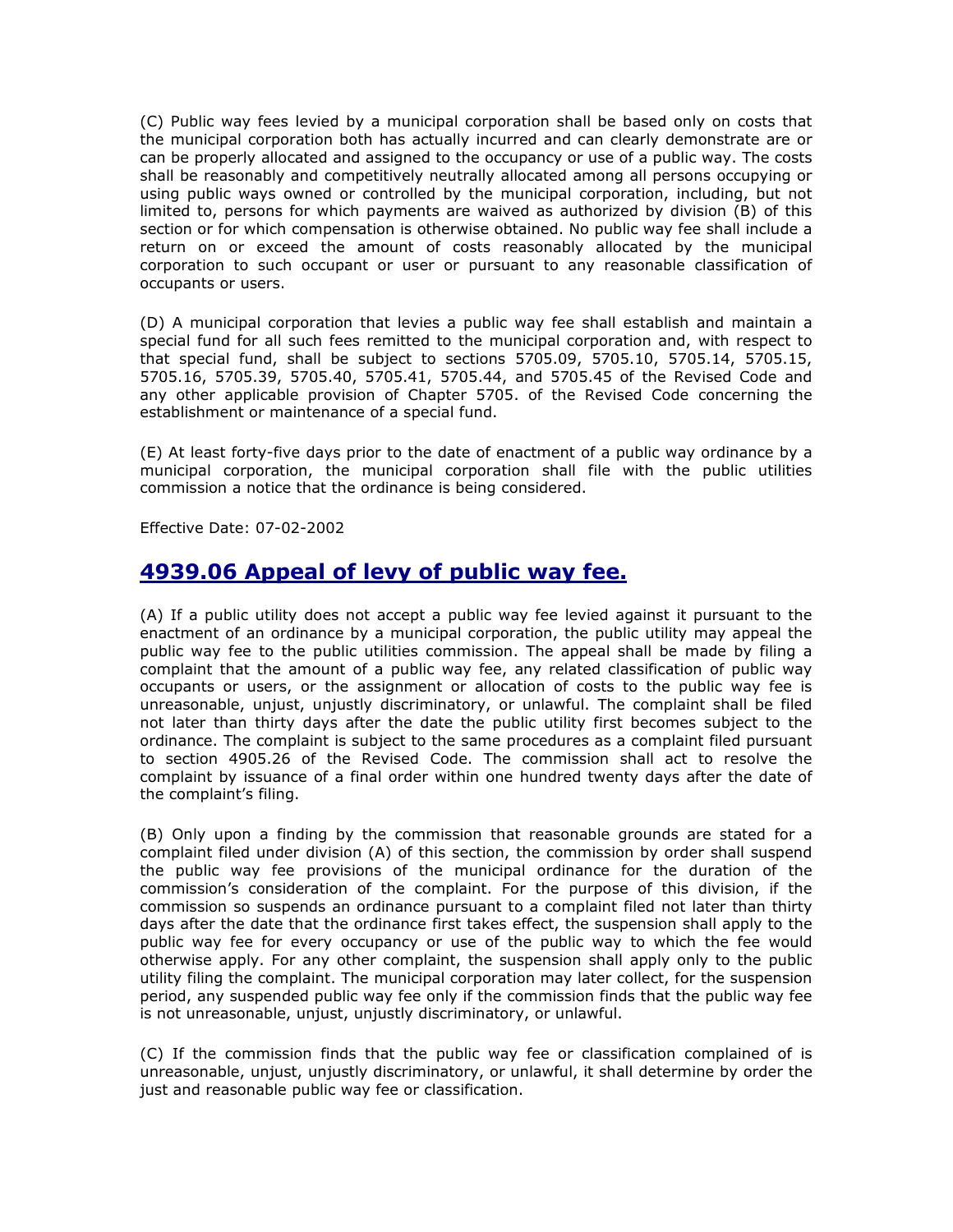(C) Public way fees levied by a municipal corporation shall be based only on costs that the municipal corporation both has actually incurred and can clearly demonstrate are or can be properly allocated and assigned to the occupancy or use of a public way. The costs shall be reasonably and competitively neutrally allocated among all persons occupying or using public ways owned or controlled by the municipal corporation, including, but not limited to, persons for which payments are waived as authorized by division (B) of this section or for which compensation is otherwise obtained. No public way fee shall include a return on or exceed the amount of costs reasonably allocated by the municipal corporation to such occupant or user or pursuant to any reasonable classification of occupants or users.

(D) A municipal corporation that levies a public way fee shall establish and maintain a special fund for all such fees remitted to the municipal corporation and, with respect to that special fund, shall be subject to sections 5705.09, 5705.10, 5705.14, 5705.15, 5705.16, 5705.39, 5705.40, 5705.41, 5705.44, and 5705.45 of the Revised Code and any other applicable provision of Chapter 5705. of the Revised Code concerning the establishment or maintenance of a special fund.

(E) At least forty-five days prior to the date of enactment of a public way ordinance by a municipal corporation, the municipal corporation shall file with the public utilities commission a notice that the ordinance is being considered.

Effective Date: 07-02-2002

## 4939.06 Appeal of levy of public way fee.

(A) If a public utility does not accept a public way fee levied against it pursuant to the enactment of an ordinance by a municipal corporation, the public utility may appeal the public way fee to the public utilities commission. The appeal shall be made by filing a complaint that the amount of a public way fee, any related classification of public way occupants or users, or the assignment or allocation of costs to the public way fee is unreasonable, unjust, unjustly discriminatory, or unlawful. The complaint shall be filed not later than thirty days after the date the public utility first becomes subject to the ordinance. The complaint is subject to the same procedures as a complaint filed pursuant to section 4905.26 of the Revised Code. The commission shall act to resolve the complaint by issuance of a final order within one hundred twenty days after the date of the complaint's filing.

(B) Only upon a finding by the commission that reasonable grounds are stated for a complaint filed under division (A) of this section, the commission by order shall suspend the public way fee provisions of the municipal ordinance for the duration of the commission's consideration of the complaint. For the purpose of this division, if the commission so suspends an ordinance pursuant to a complaint filed not later than thirty days after the date that the ordinance first takes effect, the suspension shall apply to the public way fee for every occupancy or use of the public way to which the fee would otherwise apply. For any other complaint, the suspension shall apply only to the public utility filing the complaint. The municipal corporation may later collect, for the suspension period, any suspended public way fee only if the commission finds that the public way fee is not unreasonable, unjust, unjustly discriminatory, or unlawful.

(C) If the commission finds that the public way fee or classification complained of is unreasonable, unjust, unjustly discriminatory, or unlawful, it shall determine by order the just and reasonable public way fee or classification.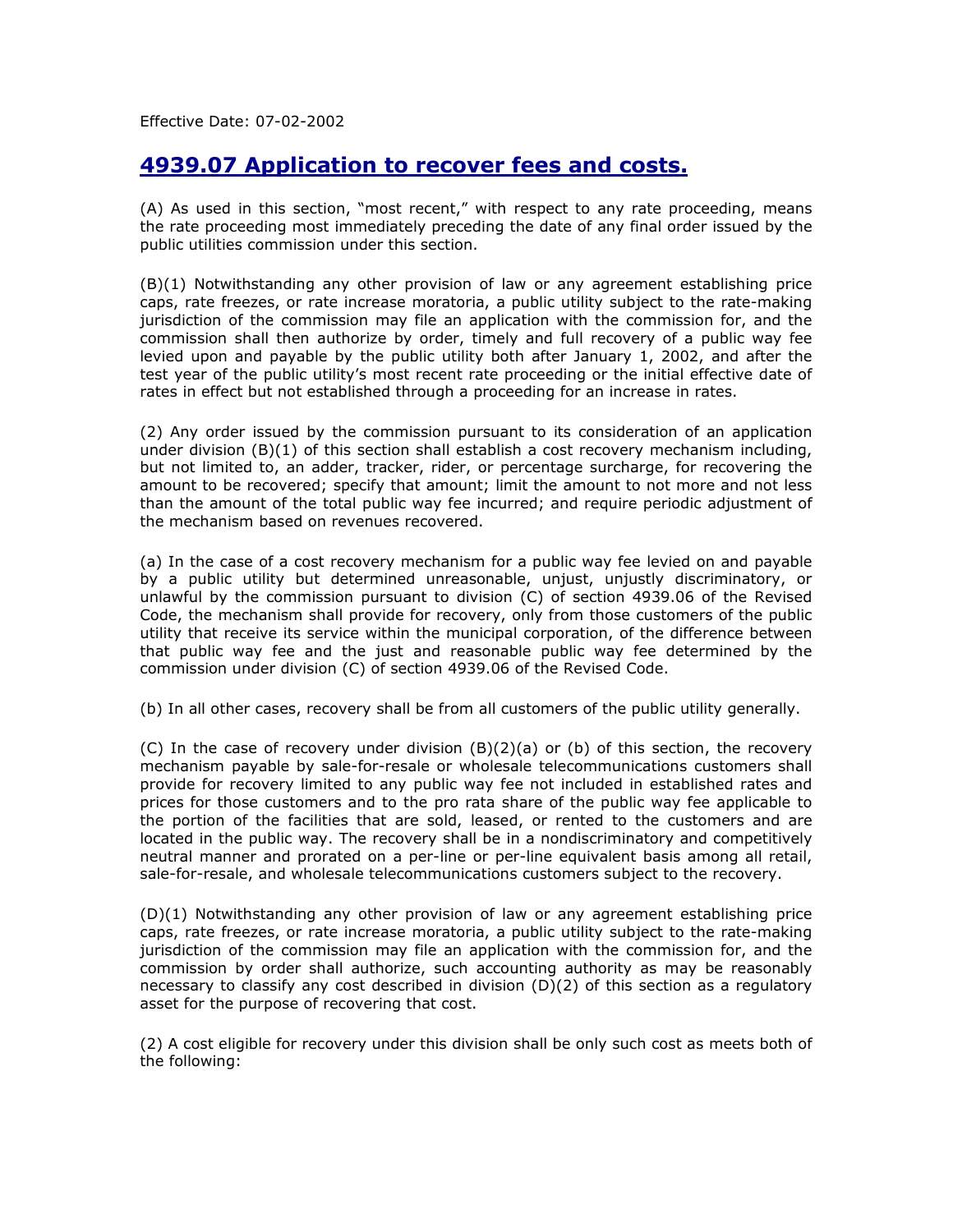Effective Date: 07-02-2002

## 4939.07 Application to recover fees and costs.

(A) As used in this section, "most recent," with respect to any rate proceeding, means the rate proceeding most immediately preceding the date of any final order issued by the public utilities commission under this section.

(B)(1) Notwithstanding any other provision of law or any agreement establishing price caps, rate freezes, or rate increase moratoria, a public utility subject to the rate-making jurisdiction of the commission may file an application with the commission for, and the commission shall then authorize by order, timely and full recovery of a public way fee levied upon and payable by the public utility both after January 1, 2002, and after the test year of the public utility's most recent rate proceeding or the initial effective date of rates in effect but not established through a proceeding for an increase in rates.

(2) Any order issued by the commission pursuant to its consideration of an application under division (B)(1) of this section shall establish a cost recovery mechanism including, but not limited to, an adder, tracker, rider, or percentage surcharge, for recovering the amount to be recovered; specify that amount; limit the amount to not more and not less than the amount of the total public way fee incurred; and require periodic adjustment of the mechanism based on revenues recovered.

(a) In the case of a cost recovery mechanism for a public way fee levied on and payable by a public utility but determined unreasonable, unjust, unjustly discriminatory, or unlawful by the commission pursuant to division (C) of section 4939.06 of the Revised Code, the mechanism shall provide for recovery, only from those customers of the public utility that receive its service within the municipal corporation, of the difference between that public way fee and the just and reasonable public way fee determined by the commission under division (C) of section 4939.06 of the Revised Code.

(b) In all other cases, recovery shall be from all customers of the public utility generally.

(C) In the case of recovery under division (B)(2)(a) or (b) of this section, the recovery mechanism payable by sale-for-resale or wholesale telecommunications customers shall provide for recovery limited to any public way fee not included in established rates and prices for those customers and to the pro rata share of the public way fee applicable to the portion of the facilities that are sold, leased, or rented to the customers and are located in the public way. The recovery shall be in a nondiscriminatory and competitively neutral manner and prorated on a per-line or per-line equivalent basis among all retail, sale-for-resale, and wholesale telecommunications customers subject to the recovery.

(D)(1) Notwithstanding any other provision of law or any agreement establishing price caps, rate freezes, or rate increase moratoria, a public utility subject to the rate-making jurisdiction of the commission may file an application with the commission for, and the commission by order shall authorize, such accounting authority as may be reasonably necessary to classify any cost described in division (D)(2) of this section as a regulatory asset for the purpose of recovering that cost.

(2) A cost eligible for recovery under this division shall be only such cost as meets both of the following: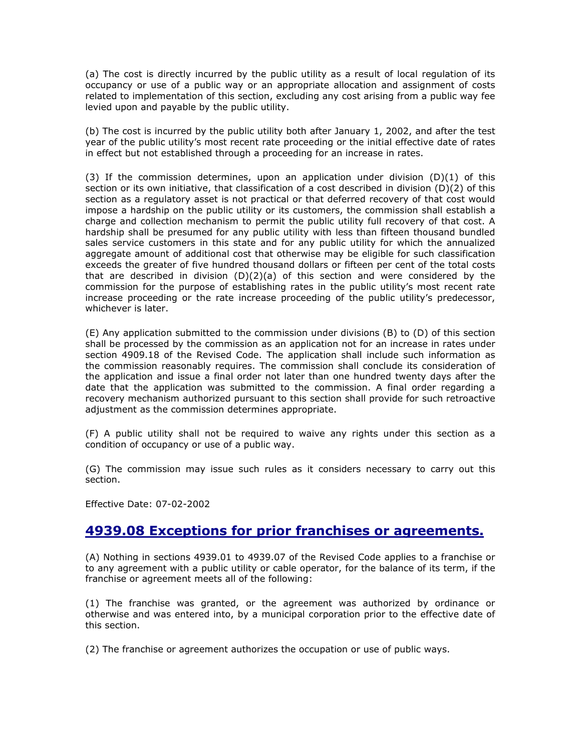(a) The cost is directly incurred by the public utility as a result of local regulation of its occupancy or use of a public way or an appropriate allocation and assignment of costs related to implementation of this section, excluding any cost arising from a public way fee levied upon and payable by the public utility.

(b) The cost is incurred by the public utility both after January 1, 2002, and after the test year of the public utility's most recent rate proceeding or the initial effective date of rates in effect but not established through a proceeding for an increase in rates.

(3) If the commission determines, upon an application under division (D)(1) of this section or its own initiative, that classification of a cost described in division (D)(2) of this section as a regulatory asset is not practical or that deferred recovery of that cost would impose a hardship on the public utility or its customers, the commission shall establish a charge and collection mechanism to permit the public utility full recovery of that cost. A hardship shall be presumed for any public utility with less than fifteen thousand bundled sales service customers in this state and for any public utility for which the annualized aggregate amount of additional cost that otherwise may be eligible for such classification exceeds the greater of five hundred thousand dollars or fifteen per cent of the total costs that are described in division (D)(2)(a) of this section and were considered by the commission for the purpose of establishing rates in the public utility's most recent rate increase proceeding or the rate increase proceeding of the public utility's predecessor, whichever is later.

(E) Any application submitted to the commission under divisions (B) to (D) of this section shall be processed by the commission as an application not for an increase in rates under section 4909.18 of the Revised Code. The application shall include such information as the commission reasonably requires. The commission shall conclude its consideration of the application and issue a final order not later than one hundred twenty days after the date that the application was submitted to the commission. A final order regarding a recovery mechanism authorized pursuant to this section shall provide for such retroactive adjustment as the commission determines appropriate.

(F) A public utility shall not be required to waive any rights under this section as a condition of occupancy or use of a public way.

(G) The commission may issue such rules as it considers necessary to carry out this section.

Effective Date: 07-02-2002

## 4939.08 Exceptions for prior franchises or agreements.

(A) Nothing in sections 4939.01 to 4939.07 of the Revised Code applies to a franchise or to any agreement with a public utility or cable operator, for the balance of its term, if the franchise or agreement meets all of the following:

(1) The franchise was granted, or the agreement was authorized by ordinance or otherwise and was entered into, by a municipal corporation prior to the effective date of this section.

(2) The franchise or agreement authorizes the occupation or use of public ways.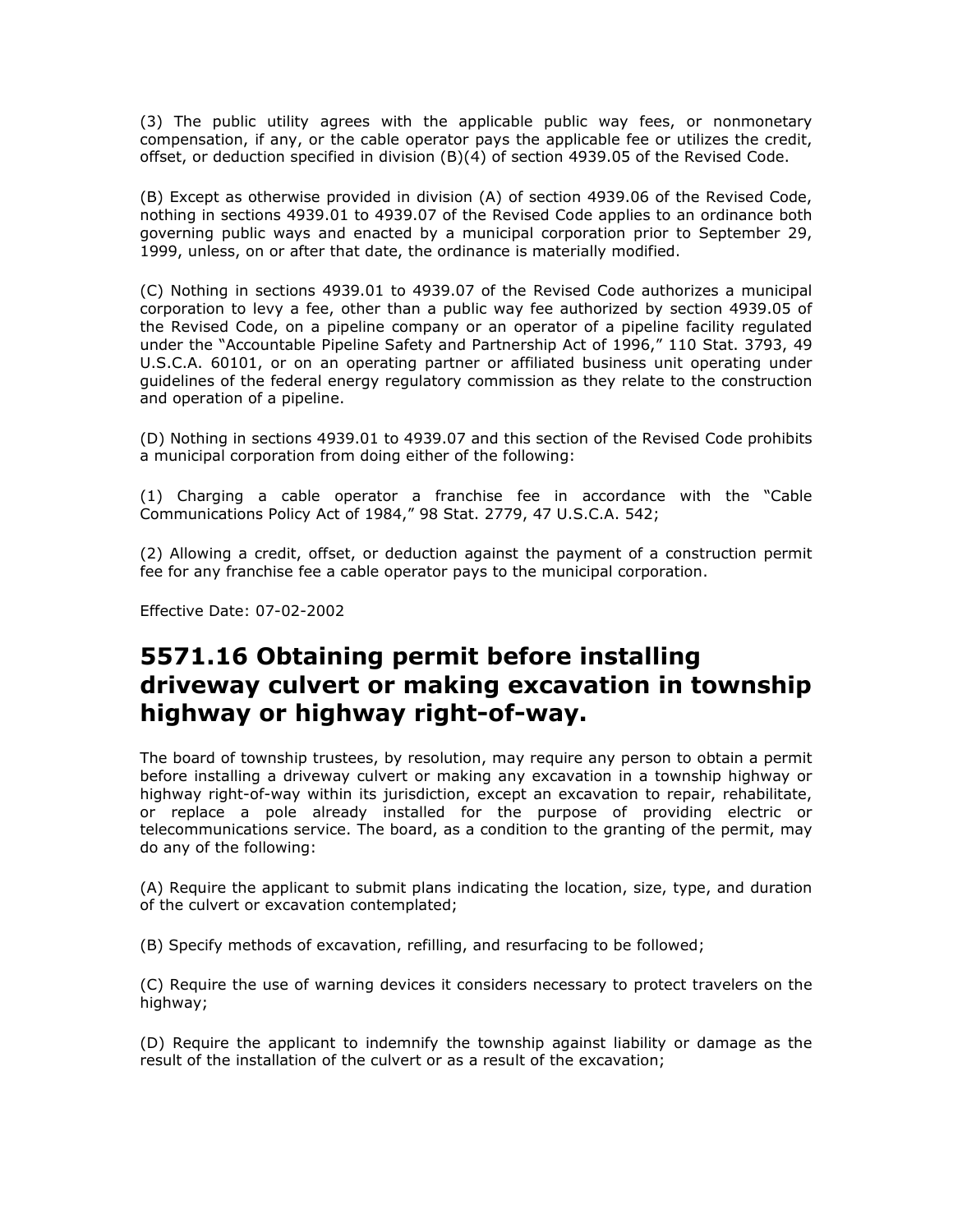(3) The public utility agrees with the applicable public way fees, or nonmonetary compensation, if any, or the cable operator pays the applicable fee or utilizes the credit, offset, or deduction specified in division (B)(4) of section 4939.05 of the Revised Code.

(B) Except as otherwise provided in division (A) of section 4939.06 of the Revised Code, nothing in sections 4939.01 to 4939.07 of the Revised Code applies to an ordinance both governing public ways and enacted by a municipal corporation prior to September 29, 1999, unless, on or after that date, the ordinance is materially modified.

(C) Nothing in sections 4939.01 to 4939.07 of the Revised Code authorizes a municipal corporation to levy a fee, other than a public way fee authorized by section 4939.05 of the Revised Code, on a pipeline company or an operator of a pipeline facility regulated under the "Accountable Pipeline Safety and Partnership Act of 1996," 110 Stat. 3793, 49 U.S.C.A. 60101, or on an operating partner or affiliated business unit operating under guidelines of the federal energy regulatory commission as they relate to the construction and operation of a pipeline.

(D) Nothing in sections 4939.01 to 4939.07 and this section of the Revised Code prohibits a municipal corporation from doing either of the following:

(1) Charging a cable operator a franchise fee in accordance with the "Cable Communications Policy Act of 1984," 98 Stat. 2779, 47 U.S.C.A. 542;

(2) Allowing a credit, offset, or deduction against the payment of a construction permit fee for any franchise fee a cable operator pays to the municipal corporation.

Effective Date: 07-02-2002

## 5571.16 Obtaining permit before installing driveway culvert or making excavation in township highway or highway right-of-way.

The board of township trustees, by resolution, may require any person to obtain a permit before installing a driveway culvert or making any excavation in a township highway or highway right-of-way within its jurisdiction, except an excavation to repair, rehabilitate, or replace a pole already installed for the purpose of providing electric or telecommunications service. The board, as a condition to the granting of the permit, may do any of the following:

(A) Require the applicant to submit plans indicating the location, size, type, and duration of the culvert or excavation contemplated;

(B) Specify methods of excavation, refilling, and resurfacing to be followed;

(C) Require the use of warning devices it considers necessary to protect travelers on the highway;

(D) Require the applicant to indemnify the township against liability or damage as the result of the installation of the culvert or as a result of the excavation;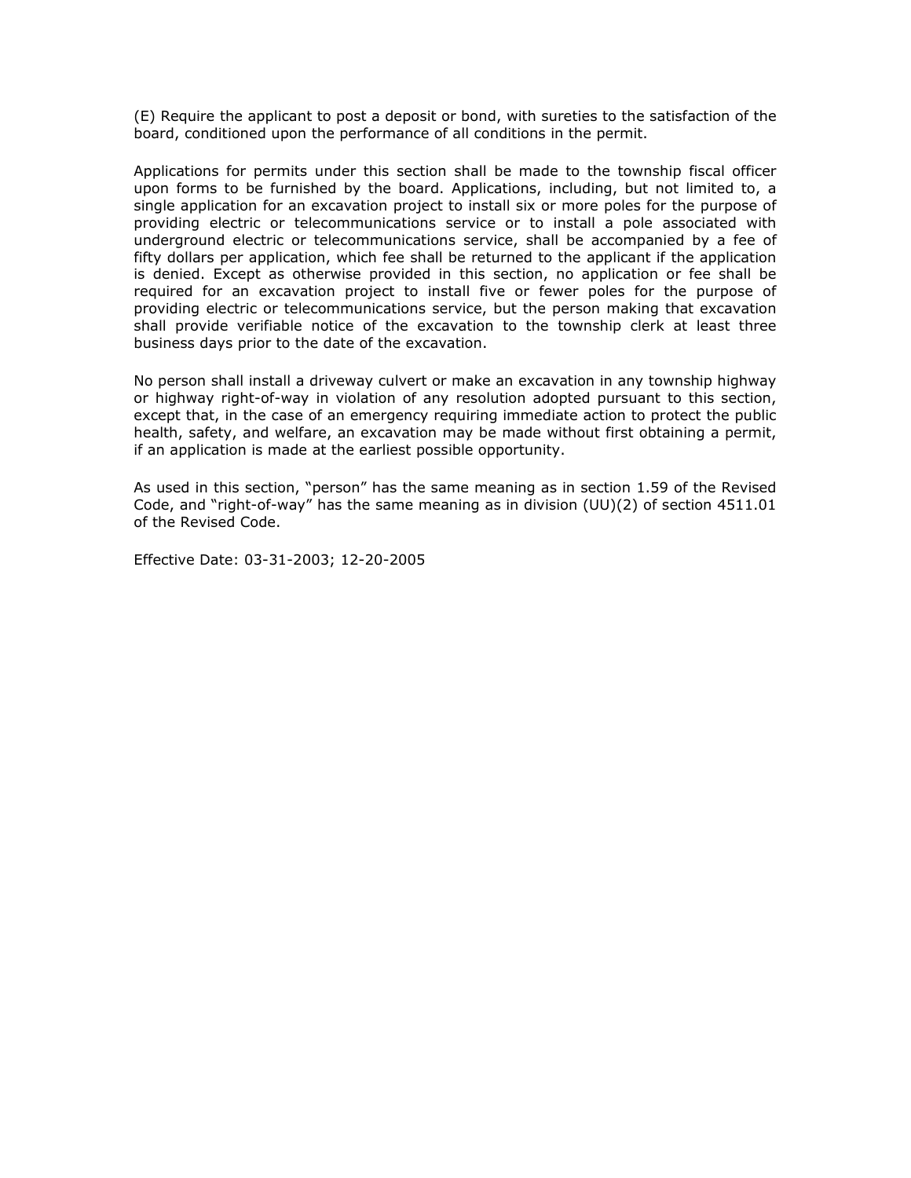(E) Require the applicant to post a deposit or bond, with sureties to the satisfaction of the board, conditioned upon the performance of all conditions in the permit.

Applications for permits under this section shall be made to the township fiscal officer upon forms to be furnished by the board. Applications, including, but not limited to, a single application for an excavation project to install six or more poles for the purpose of providing electric or telecommunications service or to install a pole associated with underground electric or telecommunications service, shall be accompanied by a fee of fifty dollars per application, which fee shall be returned to the applicant if the application is denied. Except as otherwise provided in this section, no application or fee shall be required for an excavation project to install five or fewer poles for the purpose of providing electric or telecommunications service, but the person making that excavation shall provide verifiable notice of the excavation to the township clerk at least three business days prior to the date of the excavation.

No person shall install a driveway culvert or make an excavation in any township highway or highway right-of-way in violation of any resolution adopted pursuant to this section, except that, in the case of an emergency requiring immediate action to protect the public health, safety, and welfare, an excavation may be made without first obtaining a permit, if an application is made at the earliest possible opportunity.

As used in this section, "person" has the same meaning as in section 1.59 of the Revised Code, and "right-of-way" has the same meaning as in division (UU)(2) of section 4511.01 of the Revised Code.

Effective Date: 03-31-2003; 12-20-2005